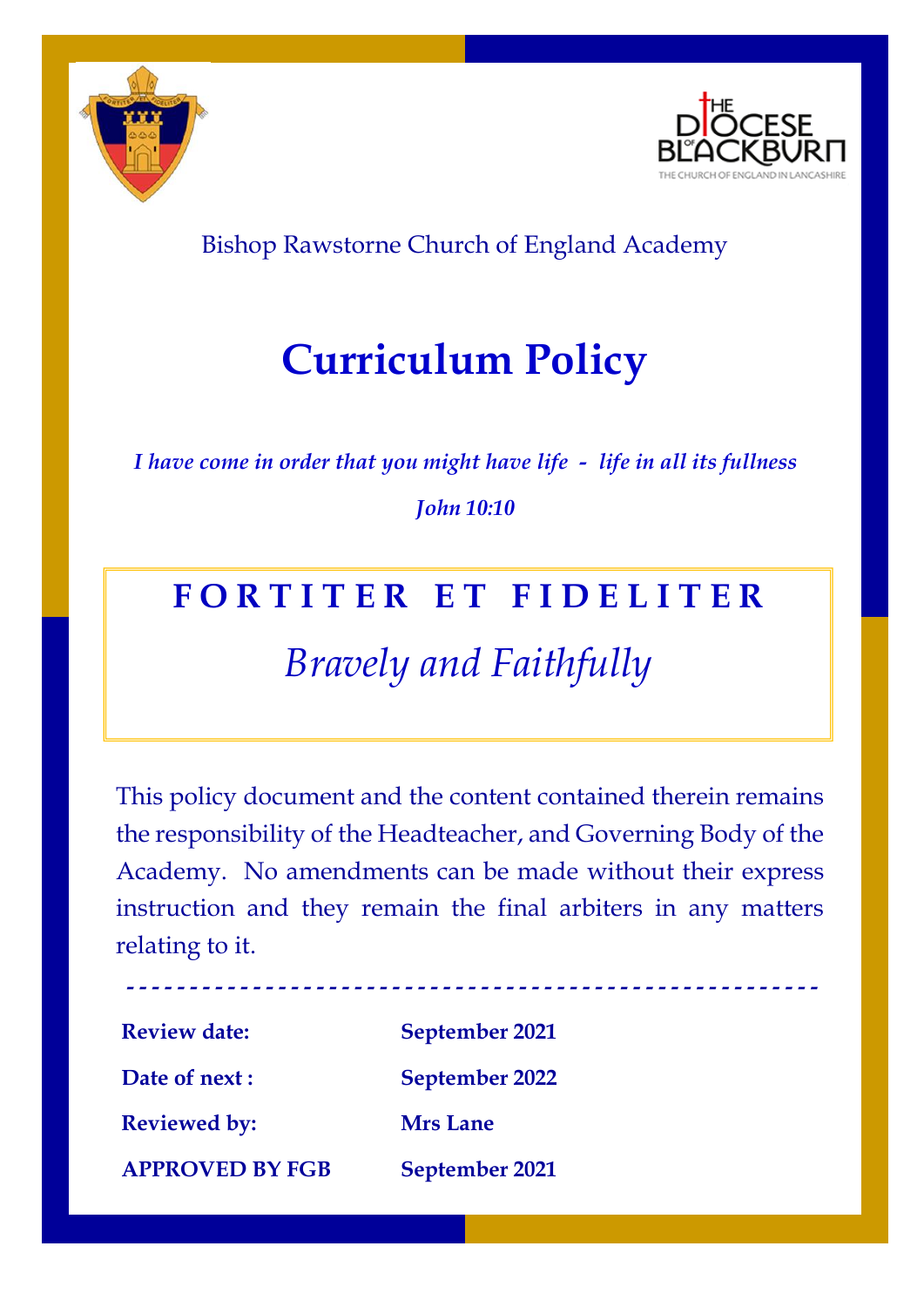Bishop Rawstorne Church of England Academy

# Curriculum Policy

*I have come in order that you might have life - life in all its fullness*

*John 10:10*

**F O R T I T E R E T F I D E L I T E R**

*Bravely and Faithfully*

This policy document and the content contained therein remains the responsibility of the Headteacher, and Governing Body of the Academy. No amendments can be made without their express instruction and they remain the final arbiters in any matters relating to it.

| | |
|---|---|
| **Review date:** | **September 2021** |
| **Date of next :** | **September 2022** |
| **Reviewed by:** | **Mrs Lane** |
| **APPROVED BY FGB** | **September 2021** |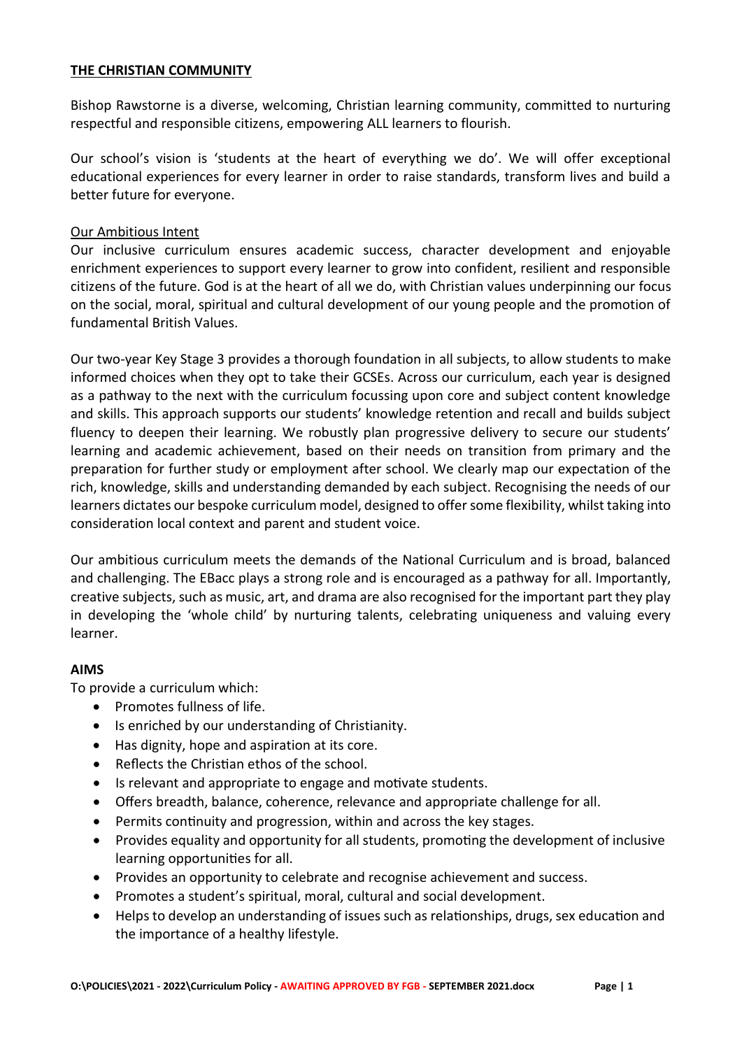## THE CHRISTIAN COMMUNITY

Bishop Rawstorne is a diverse, welcoming, Christian learning community, committed to nurturing respectful and responsible citizens, empowering ALL learners to flourish.

Our school's vision is 'students at the heart of everything we do'. We will offer exceptional educational experiences for every learner in order to raise standards, transform lives and build a better future for everyone.

### Our Ambitious Intent

Our inclusive curriculum ensures academic success, character development and enjoyable enrichment experiences to support every learner to grow into confident, resilient and responsible citizens of the future. God is at the heart of all we do, with Christian values underpinning our focus on the social, moral, spiritual and cultural development of our young people and the promotion of fundamental British Values.

Our two-year Key Stage 3 provides a thorough foundation in all subjects, to allow students to make informed choices when they opt to take their GCSEs. Across our curriculum, each year is designed as a pathway to the next with the curriculum focussing upon core and subject content knowledge and skills. This approach supports our students' knowledge retention and recall and builds subject fluency to deepen their learning. We robustly plan progressive delivery to secure our students' learning and academic achievement, based on their needs on transition from primary and the preparation for further study or employment after school. We clearly map our expectation of the rich, knowledge, skills and understanding demanded by each subject. Recognising the needs of our learners dictates our bespoke curriculum model, designed to offer some flexibility, whilst taking into consideration local context and parent and student voice.

Our ambitious curriculum meets the demands of the National Curriculum and is broad, balanced and challenging. The EBacc plays a strong role and is encouraged as a pathway for all. Importantly, creative subjects, such as music, art, and drama are also recognised for the important part they play in developing the 'whole child' by nurturing talents, celebrating uniqueness and valuing every learner.

## AIMS

To provide a curriculum which:

- Promotes fullness of life.
- Is enriched by our understanding of Christianity.
- Has dignity, hope and aspiration at its core.
- Reflects the Christian ethos of the school.
- Is relevant and appropriate to engage and motivate students.
- Offers breadth, balance, coherence, relevance and appropriate challenge for all.
- Permits continuity and progression, within and across the key stages.
- Provides equality and opportunity for all students, promoting the development of inclusive learning opportunities for all.
- Provides an opportunity to celebrate and recognise achievement and success.
- Promotes a student's spiritual, moral, cultural and social development.
- Helps to develop an understanding of issues such as relationships, drugs, sex education and the importance of a healthy lifestyle.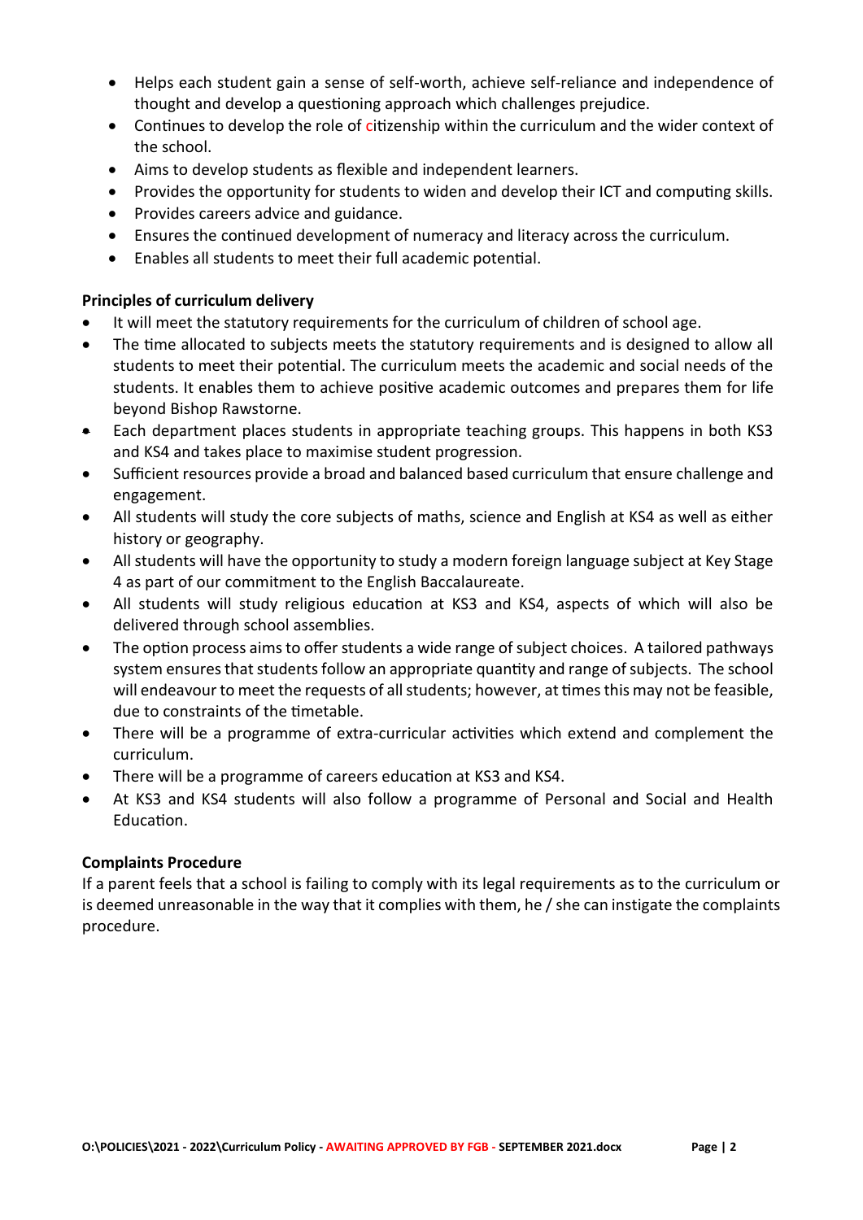- Helps each student gain a sense of self-worth, achieve self-reliance and independence of thought and develop a questioning approach which challenges prejudice.
- Continues to develop the role of citizenship within the curriculum and the wider context of the school.
- Aims to develop students as flexible and independent learners.
- Provides the opportunity for students to widen and develop their ICT and computing skills.
- Provides careers advice and guidance.
- Ensures the continued development of numeracy and literacy across the curriculum.
- Enables all students to meet their full academic potential.

**Principles of curriculum delivery**

- It will meet the statutory requirements for the curriculum of children of school age.
- The time allocated to subjects meets the statutory requirements and is designed to allow all students to meet their potential. The curriculum meets the academic and social needs of the students. It enables them to achieve positive academic outcomes and prepares them for life beyond Bishop Rawstorne.
- Each department places students in appropriate teaching groups. This happens in both KS3 and KS4 and takes place to maximise student progression.
- Sufficient resources provide a broad and balanced based curriculum that ensure challenge and engagement.
- All students will study the core subjects of maths, science and English at KS4 as well as either history or geography.
- All students will have the opportunity to study a modern foreign language subject at Key Stage 4 as part of our commitment to the English Baccalaureate.
- All students will study religious education at KS3 and KS4, aspects of which will also be delivered through school assemblies.
- The option process aims to offer students a wide range of subject choices. A tailored pathways system ensures that students follow an appropriate quantity and range of subjects. The school will endeavour to meet the requests of all students; however, at times this may not be feasible, due to constraints of the timetable.
- There will be a programme of extra-curricular activities which extend and complement the curriculum.
- There will be a programme of careers education at KS3 and KS4.
- At KS3 and KS4 students will also follow a programme of Personal and Social and Health Education.

**Complaints Procedure**

If a parent feels that a school is failing to comply with its legal requirements as to the curriculum or is deemed unreasonable in the way that it complies with them, he / she can instigate the complaints procedure.